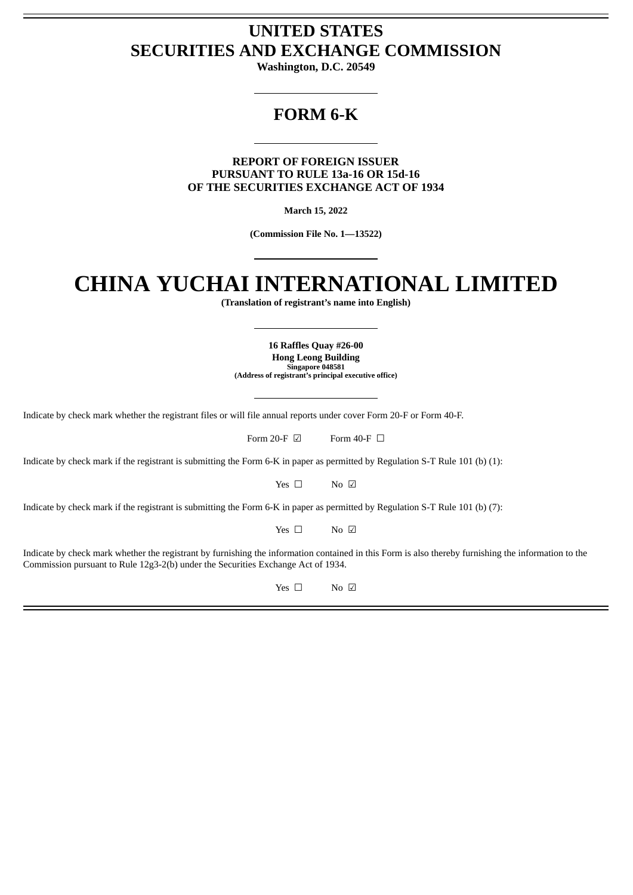# UNITED STATES
# SECURITIES AND EXCHANGE COMMISSION

**Washington, D.C. 20549**

---

## FORM 6-K

---

**REPORT OF FOREIGN ISSUER**
**PURSUANT TO RULE 13a-16 OR 15d-16**
**OF THE SECURITIES EXCHANGE ACT OF 1934**

**March 15, 2022**

**(Commission File No. 1—13522)**

---

# CHINA YUCHAI INTERNATIONAL LIMITED

**(Translation of registrant's name into English)**

---

**16 Raffles Quay #26-00**
**Hong Leong Building**
**Singapore 048581**
**(Address of registrant's principal executive office)**

---

Indicate by check mark whether the registrant files or will file annual reports under cover Form 20-F or Form 40-F.

Form 20-F ☑ Form 40-F ☐

Indicate by check mark if the registrant is submitting the Form 6-K in paper as permitted by Regulation S-T Rule 101 (b) (1):

Yes ☐ No ☑

Indicate by check mark if the registrant is submitting the Form 6-K in paper as permitted by Regulation S-T Rule 101 (b) (7):

Yes ☐ No ☑

Indicate by check mark whether the registrant by furnishing the information contained in this Form is also thereby furnishing the information to the Commission pursuant to Rule 12g3-2(b) under the Securities Exchange Act of 1934.

Yes ☐ No ☑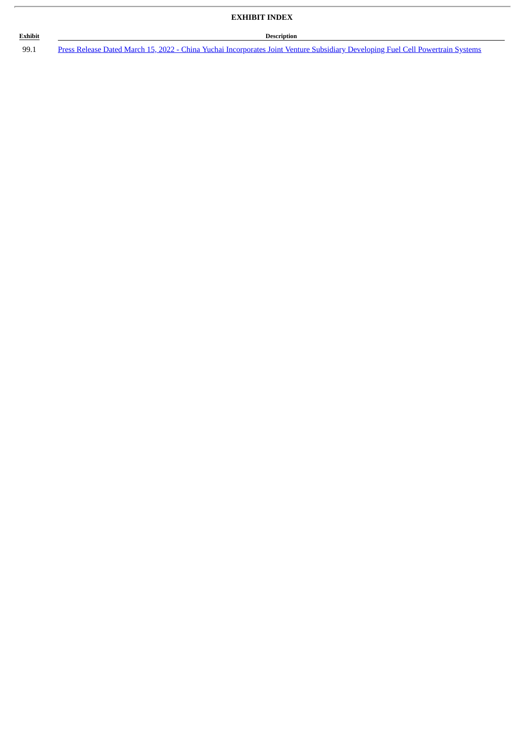## EXHIBIT INDEX

| Exhibit | Description |
|---|---|
| 99.1 | Press Release Dated March 15, 2022 - China Yuchai Incorporates Joint Venture Subsidiary Developing Fuel Cell Powertrain Systems |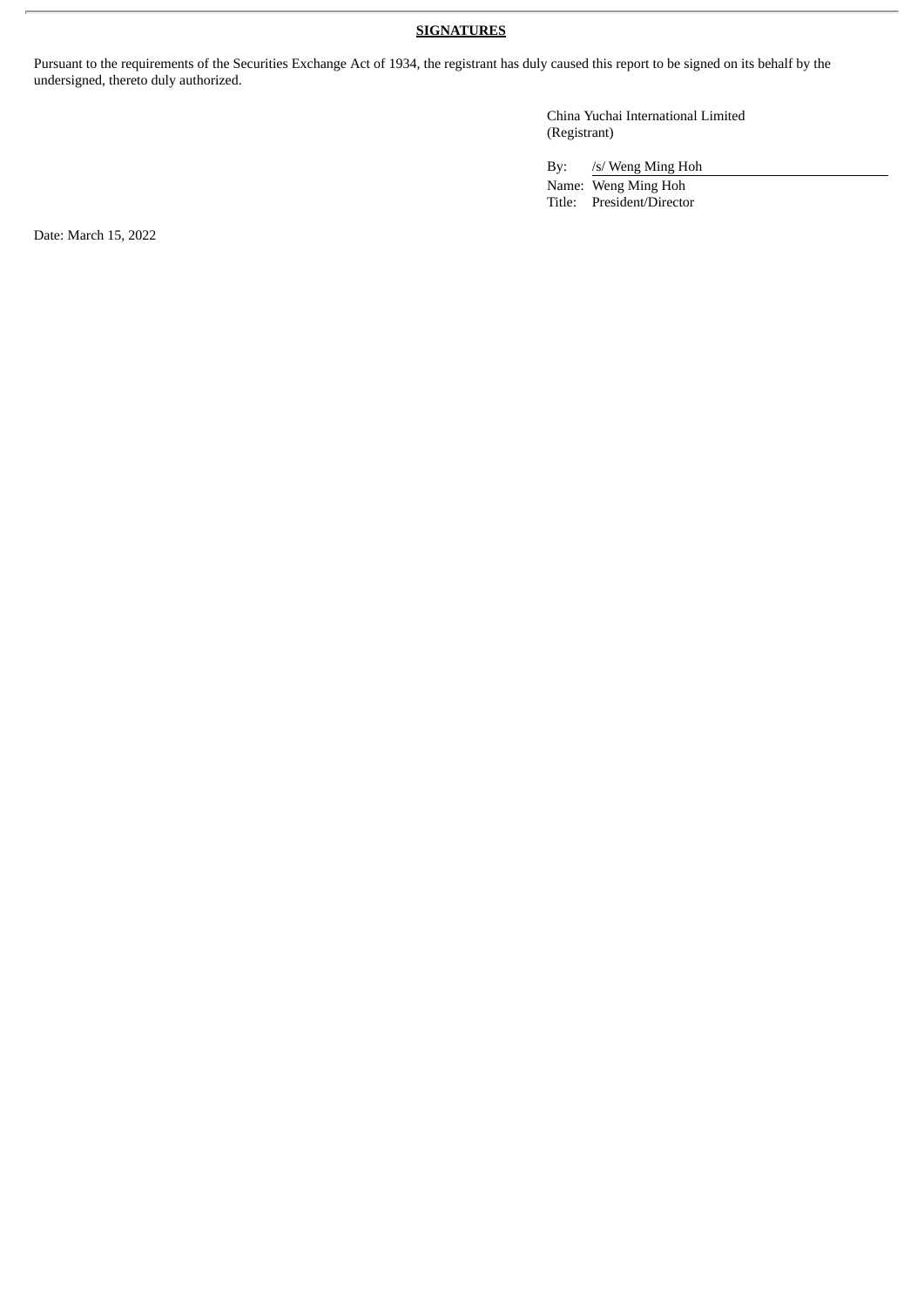**SIGNATURES**

Pursuant to the requirements of the Securities Exchange Act of 1934, the registrant has duly caused this report to be signed on its behalf by the undersigned, thereto duly authorized.

China Yuchai International Limited
(Registrant)

By: /s/ Weng Ming Hoh
Name: Weng Ming Hoh
Title: President/Director

Date: March 15, 2022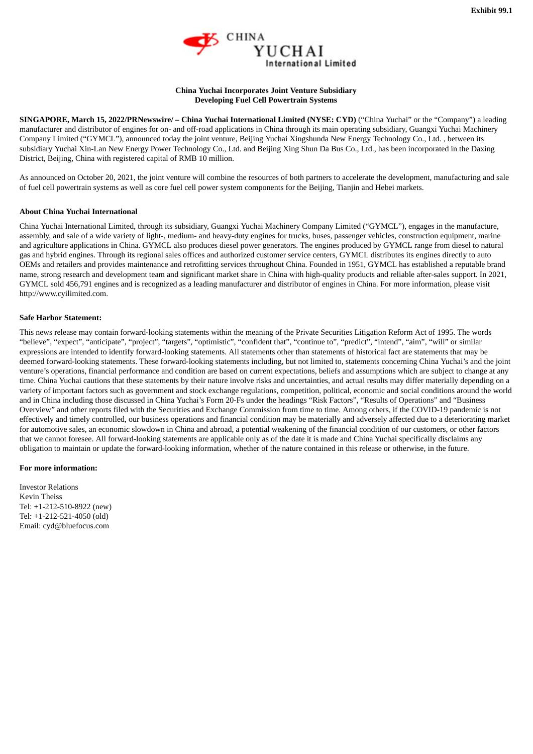Exhibit 99.1

CHINA YUCHAI International Limited

**China Yuchai Incorporates Joint Venture Subsidiary**
**Developing Fuel Cell Powertrain Systems**

**SINGAPORE, March 15, 2022/PRNewswire/ – China Yuchai International Limited (NYSE: CYD)** ("China Yuchai" or the "Company") a leading manufacturer and distributor of engines for on- and off-road applications in China through its main operating subsidiary, Guangxi Yuchai Machinery Company Limited ("GYMCL"), announced today the joint venture, Beijing Yuchai Xingshunda New Energy Technology Co., Ltd. , between its subsidiary Yuchai Xin-Lan New Energy Power Technology Co., Ltd. and Beijing Xing Shun Da Bus Co., Ltd., has been incorporated in the Daxing District, Beijing, China with registered capital of RMB 10 million.

As announced on October 20, 2021, the joint venture will combine the resources of both partners to accelerate the development, manufacturing and sale of fuel cell powertrain systems as well as core fuel cell power system components for the Beijing, Tianjin and Hebei markets.

**About China Yuchai International**

China Yuchai International Limited, through its subsidiary, Guangxi Yuchai Machinery Company Limited ("GYMCL"), engages in the manufacture, assembly, and sale of a wide variety of light-, medium- and heavy-duty engines for trucks, buses, passenger vehicles, construction equipment, marine and agriculture applications in China. GYMCL also produces diesel power generators. The engines produced by GYMCL range from diesel to natural gas and hybrid engines. Through its regional sales offices and authorized customer service centers, GYMCL distributes its engines directly to auto OEMs and retailers and provides maintenance and retrofitting services throughout China. Founded in 1951, GYMCL has established a reputable brand name, strong research and development team and significant market share in China with high-quality products and reliable after-sales support. In 2021, GYMCL sold 456,791 engines and is recognized as a leading manufacturer and distributor of engines in China. For more information, please visit http://www.cyilimited.com.

**Safe Harbor Statement:**

This news release may contain forward-looking statements within the meaning of the Private Securities Litigation Reform Act of 1995. The words "believe", "expect", "anticipate", "project", "targets", "optimistic", "confident that", "continue to", "predict", "intend", "aim", "will" or similar expressions are intended to identify forward-looking statements. All statements other than statements of historical fact are statements that may be deemed forward-looking statements. These forward-looking statements including, but not limited to, statements concerning China Yuchai's and the joint venture's operations, financial performance and condition are based on current expectations, beliefs and assumptions which are subject to change at any time. China Yuchai cautions that these statements by their nature involve risks and uncertainties, and actual results may differ materially depending on a variety of important factors such as government and stock exchange regulations, competition, political, economic and social conditions around the world and in China including those discussed in China Yuchai's Form 20-Fs under the headings "Risk Factors", "Results of Operations" and "Business Overview" and other reports filed with the Securities and Exchange Commission from time to time. Among others, if the COVID-19 pandemic is not effectively and timely controlled, our business operations and financial condition may be materially and adversely affected due to a deteriorating market for automotive sales, an economic slowdown in China and abroad, a potential weakening of the financial condition of our customers, or other factors that we cannot foresee. All forward-looking statements are applicable only as of the date it is made and China Yuchai specifically disclaims any obligation to maintain or update the forward-looking information, whether of the nature contained in this release or otherwise, in the future.

**For more information:**

Investor Relations
Kevin Theiss
Tel: +1-212-510-8922 (new)
Tel: +1-212-521-4050 (old)
Email: cyd@bluefocus.com